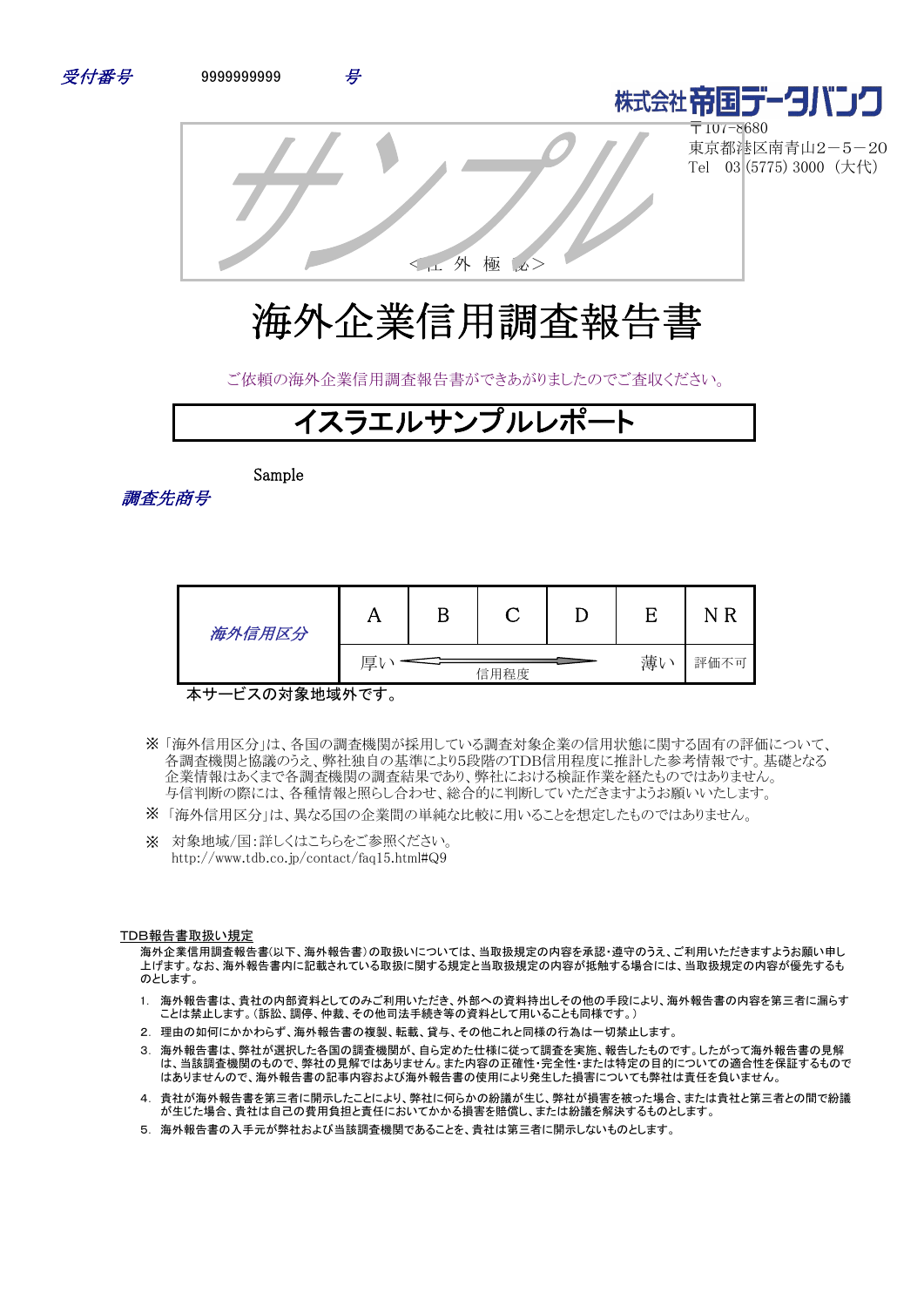受付番号　　9999999999　　号

株式会社帝国データバンク
〒107-8680
東京都港区南青山2－5－20
Tel　03 (5775) 3000 （大代）

サンプル

＜社 外 極 秘＞

# 海外企業信用調査報告書

ご依頼の海外企業信用調査報告書ができあがりましたのでご査収ください。

## イスラエルサンプルレポート

調査先商号　Sample

| 海外信用区分 | A | B | C | D | E | NR |
|---|---|---|---|---|---|---|
| | 厚い ← 信用程度 → | | | | 薄い | 評価不可 |

本サービスの対象地域外です。

※「海外信用区分」は、各国の調査機関が採用している調査対象企業の信用状態に関する固有の評価について、各調査機関と協議のうえ、弊社独自の基準により5段階のTDB信用程度に推計した参考情報です。基礎となる企業情報はあくまで各調査機関の調査結果であり、弊社における検証作業を経たものではありません。与信判断の際には、各種情報と照らし合わせ、総合的に判断していただきますようお願いいたします。

※「海外信用区分」は、異なる国の企業間の単純な比較に用いることを想定したものではありません。

※　対象地域/国:詳しくはこちらをご参照ください。
http://www.tdb.co.jp/contact/faq15.html#Q9

TDB報告書取扱い規定

海外企業信用調査報告書(以下、海外報告書)の取扱いについては、当取扱規定の内容を承認・遵守のうえ、ご利用いただきますようお願い申し上げます。なお、海外報告書内に記載されている取扱に関する規定と当取扱規定の内容が抵触する場合には、当取扱規定の内容が優先するものとします。

1. 海外報告書は、貴社の内部資料としてのみご利用いただき、外部への資料持出しその他の手段により、海外報告書の内容を第三者に漏らすことは禁止します。(訴訟、調停、仲裁、その他司法手続き等の資料として用いることも同様です。)
2. 理由の如何にかかわらず、海外報告書の複製、転載、貸与、その他これと同様の行為は一切禁止します。
3. 海外報告書は、弊社が選択した各国の調査機関が、自ら定めた仕様に従って調査を実施、報告したものです。したがって海外報告書の見解は、当該調査機関のもので、弊社の見解ではありません。また内容の正確性・完全性・または特定の目的についての適合性を保証するものではありませんので、海外報告書の記事内容および海外報告書の使用により発生した損害についても弊社は責任を負いません。
4. 貴社が海外報告書を第三者に開示したことにより、弊社に何らかの紛議が生じ、弊社が損害を被った場合、または貴社と第三者との間で紛議が生じた場合、貴社は自己の費用負担と責任においてかかる損害を賠償し、または紛議を解決するものとします。
5. 海外報告書の入手元が弊社および当該調査機関であることを、貴社は第三者に開示しないものとします。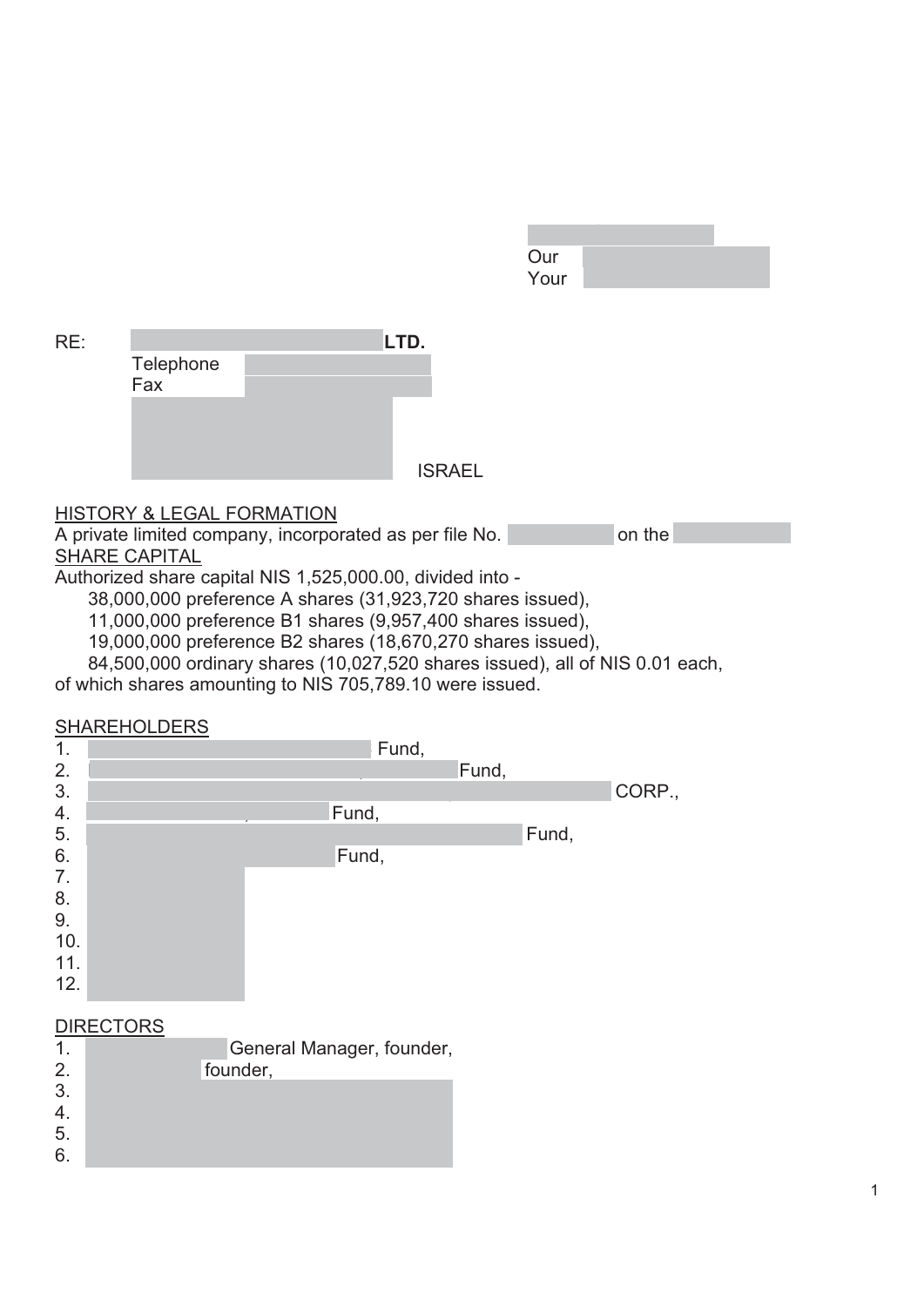Our
Your

RE: LTD.
Telephone
Fax

ISRAEL

HISTORY & LEGAL FORMATION

A private limited company, incorporated as per file No. on the

SHARE CAPITAL

Authorized share capital NIS 1,525,000.00, divided into -

38,000,000 preference A shares (31,923,720 shares issued),
11,000,000 preference B1 shares (9,957,400 shares issued),
19,000,000 preference B2 shares (18,670,270 shares issued),
84,500,000 ordinary shares (10,027,520 shares issued), all of NIS 0.01 each,

of which shares amounting to NIS 705,789.10 were issued.

SHAREHOLDERS

1. Fund,
2. Fund,
3. CORP.,
4. Fund,
5. Fund,
6. Fund,
7.
8.
9.
10.
11.
12.

DIRECTORS

1. General Manager, founder,
2. founder,
3.
4.
5.
6.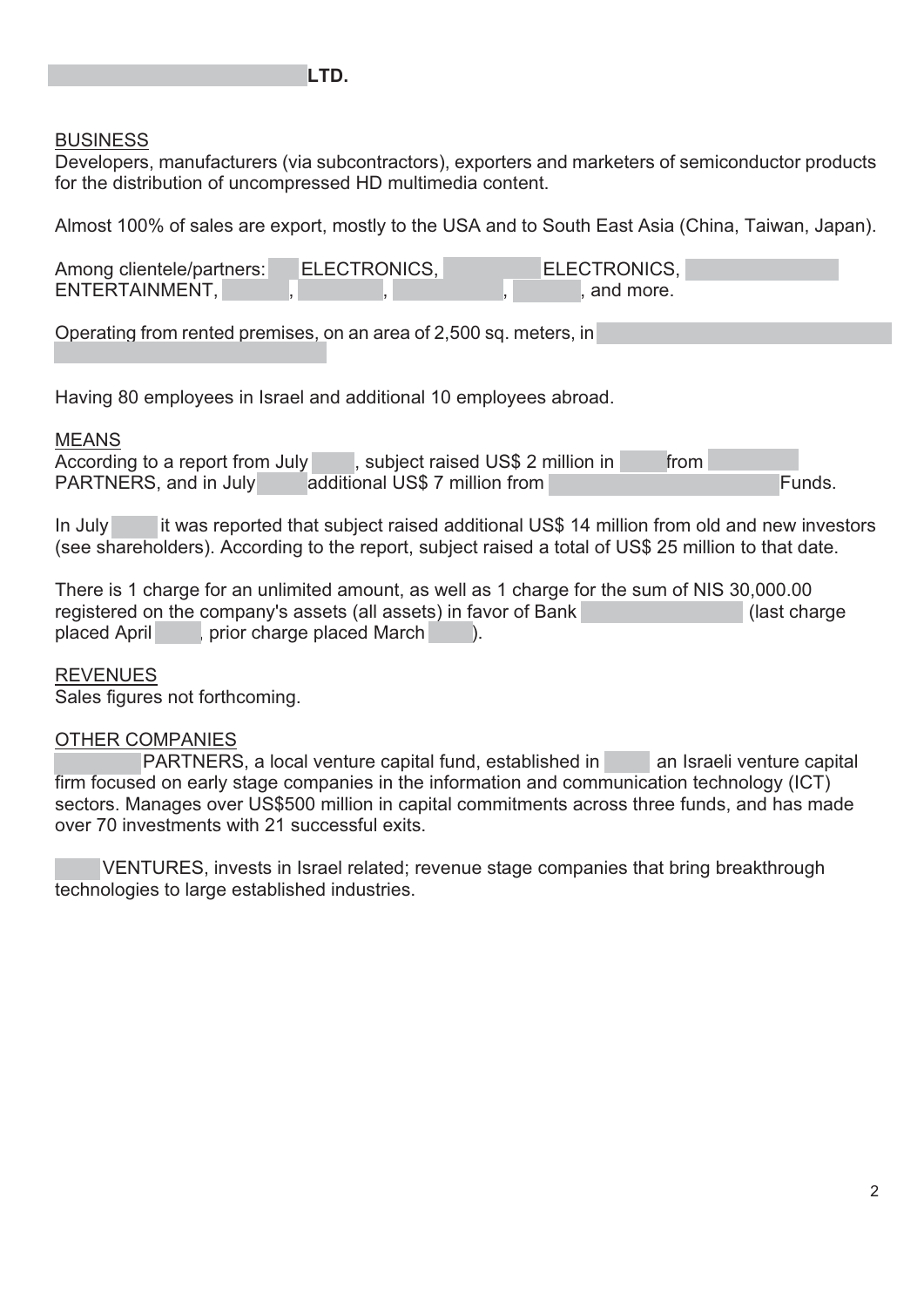**LTD.**

BUSINESS

Developers, manufacturers (via subcontractors), exporters and marketers of semiconductor products for the distribution of uncompressed HD multimedia content.

Almost 100% of sales are export, mostly to the USA and to South East Asia (China, Taiwan, Japan).

Among clientele/partners: ELECTRONICS, ELECTRONICS, ENTERTAINMENT, , , , , and more.

Operating from rented premises, on an area of 2,500 sq. meters, in

Having 80 employees in Israel and additional 10 employees abroad.

MEANS

According to a report from July , subject raised US$ 2 million in from PARTNERS, and in July additional US$ 7 million from Funds.

In July it was reported that subject raised additional US$ 14 million from old and new investors (see shareholders). According to the report, subject raised a total of US$ 25 million to that date.

There is 1 charge for an unlimited amount, as well as 1 charge for the sum of NIS 30,000.00 registered on the company's assets (all assets) in favor of Bank (last charge placed April , prior charge placed March ).

REVENUES

Sales figures not forthcoming.

OTHER COMPANIES

PARTNERS, a local venture capital fund, established in an Israeli venture capital firm focused on early stage companies in the information and communication technology (ICT) sectors. Manages over US$500 million in capital commitments across three funds, and has made over 70 investments with 21 successful exits.

VENTURES, invests in Israel related; revenue stage companies that bring breakthrough technologies to large established industries.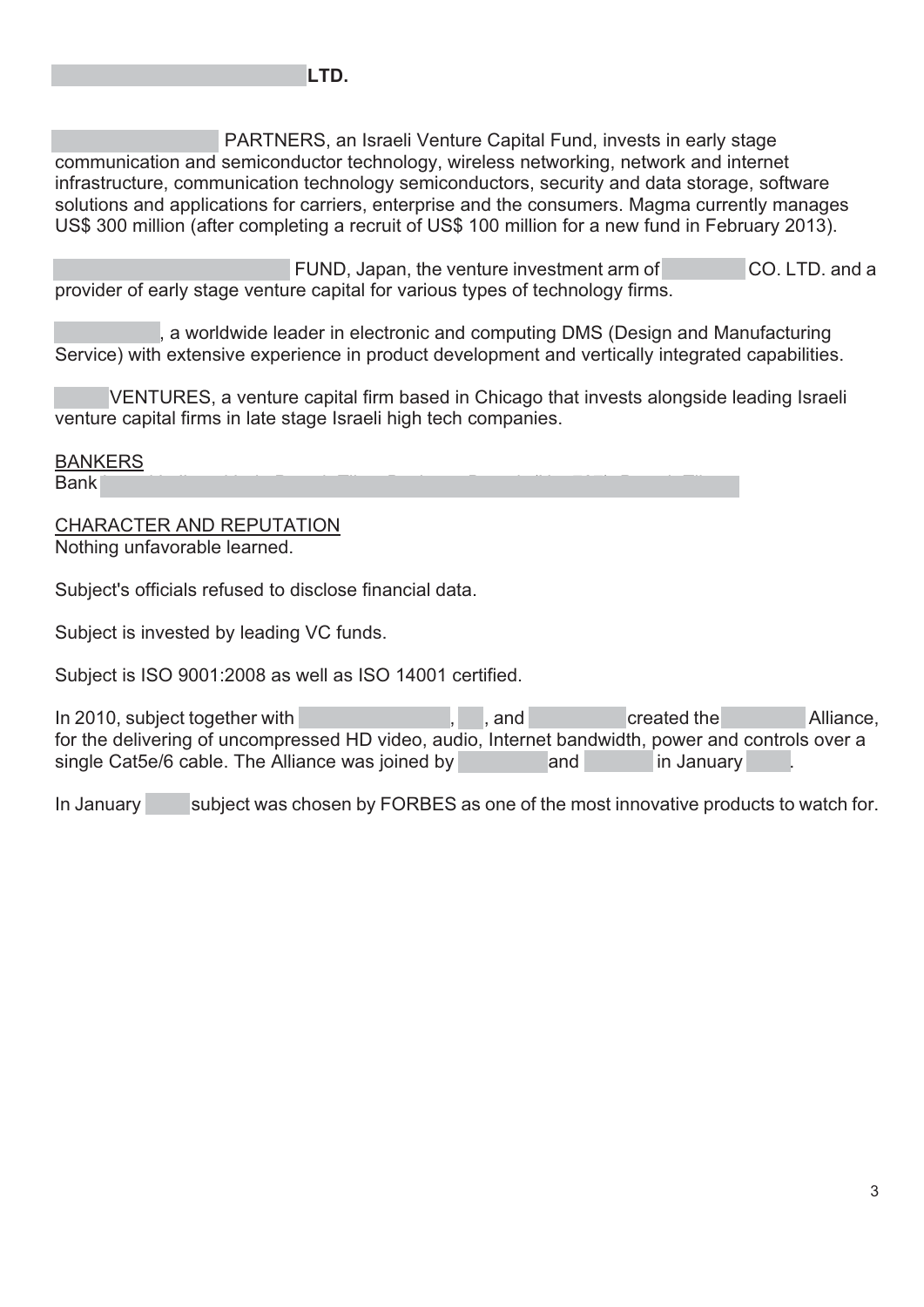**LTD.**

PARTNERS, an Israeli Venture Capital Fund, invests in early stage communication and semiconductor technology, wireless networking, network and internet infrastructure, communication technology semiconductors, security and data storage, software solutions and applications for carriers, enterprise and the consumers. Magma currently manages US$ 300 million (after completing a recruit of US$ 100 million for a new fund in February 2013).

FUND, Japan, the venture investment arm of CO. LTD. and a provider of early stage venture capital for various types of technology firms.

, a worldwide leader in electronic and computing DMS (Design and Manufacturing Service) with extensive experience in product development and vertically integrated capabilities.

VENTURES, a venture capital firm based in Chicago that invests alongside leading Israeli venture capital firms in late stage Israeli high tech companies.

<u>BANKERS</u>
Bank

<u>CHARACTER AND REPUTATION</u>
Nothing unfavorable learned.

Subject's officials refused to disclose financial data.

Subject is invested by leading VC funds.

Subject is ISO 9001:2008 as well as ISO 14001 certified.

In 2010, subject together with , , and created the Alliance, for the delivering of uncompressed HD video, audio, Internet bandwidth, power and controls over a single Cat5e/6 cable. The Alliance was joined by and in January .

In January subject was chosen by FORBES as one of the most innovative products to watch for.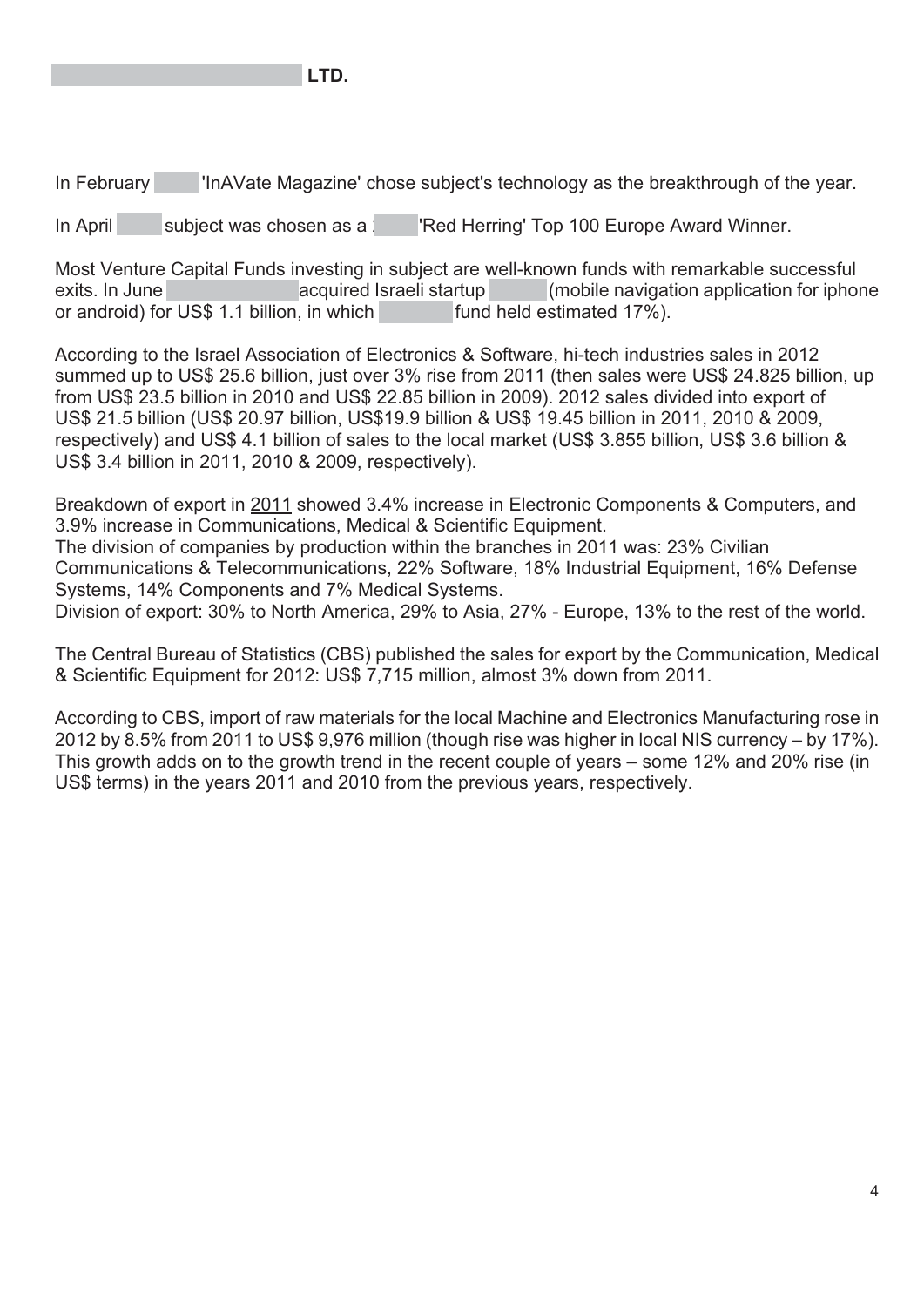**LTD.**

In February 'InAVate Magazine' chose subject's technology as the breakthrough of the year.

In April subject was chosen as a 'Red Herring' Top 100 Europe Award Winner.

Most Venture Capital Funds investing in subject are well-known funds with remarkable successful exits. In June acquired Israeli startup (mobile navigation application for iphone or android) for US$ 1.1 billion, in which fund held estimated 17%).

According to the Israel Association of Electronics & Software, hi-tech industries sales in 2012 summed up to US$ 25.6 billion, just over 3% rise from 2011 (then sales were US$ 24.825 billion, up from US$ 23.5 billion in 2010 and US$ 22.85 billion in 2009). 2012 sales divided into export of US$ 21.5 billion (US$ 20.97 billion, US$19.9 billion & US$ 19.45 billion in 2011, 2010 & 2009, respectively) and US$ 4.1 billion of sales to the local market (US$ 3.855 billion, US$ 3.6 billion & US$ 3.4 billion in 2011, 2010 & 2009, respectively).

Breakdown of export in 2011 showed 3.4% increase in Electronic Components & Computers, and 3.9% increase in Communications, Medical & Scientific Equipment.
The division of companies by production within the branches in 2011 was: 23% Civilian Communications & Telecommunications, 22% Software, 18% Industrial Equipment, 16% Defense Systems, 14% Components and 7% Medical Systems.
Division of export: 30% to North America, 29% to Asia, 27% - Europe, 13% to the rest of the world.

The Central Bureau of Statistics (CBS) published the sales for export by the Communication, Medical & Scientific Equipment for 2012: US$ 7,715 million, almost 3% down from 2011.

According to CBS, import of raw materials for the local Machine and Electronics Manufacturing rose in 2012 by 8.5% from 2011 to US$ 9,976 million (though rise was higher in local NIS currency – by 17%). This growth adds on to the growth trend in the recent couple of years – some 12% and 20% rise (in US$ terms) in the years 2011 and 2010 from the previous years, respectively.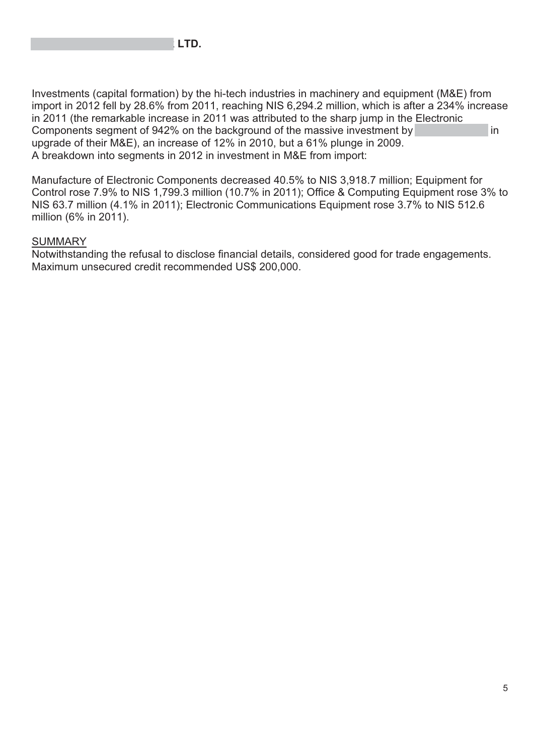Investments (capital formation) by the hi-tech industries in machinery and equipment (M&E) from import in 2012 fell by 28.6% from 2011, reaching NIS 6,294.2 million, which is after a 234% increase in 2011 (the remarkable increase in 2011 was attributed to the sharp jump in the Electronic Components segment of 942% on the background of the massive investment by in upgrade of their M&E), an increase of 12% in 2010, but a 61% plunge in 2009.
A breakdown into segments in 2012 in investment in M&E from import:

Manufacture of Electronic Components decreased 40.5% to NIS 3,918.7 million; Equipment for Control rose 7.9% to NIS 1,799.3 million (10.7% in 2011); Office & Computing Equipment rose 3% to NIS 63.7 million (4.1% in 2011); Electronic Communications Equipment rose 3.7% to NIS 512.6 million (6% in 2011).

SUMMARY

Notwithstanding the refusal to disclose financial details, considered good for trade engagements. Maximum unsecured credit recommended US$ 200,000.